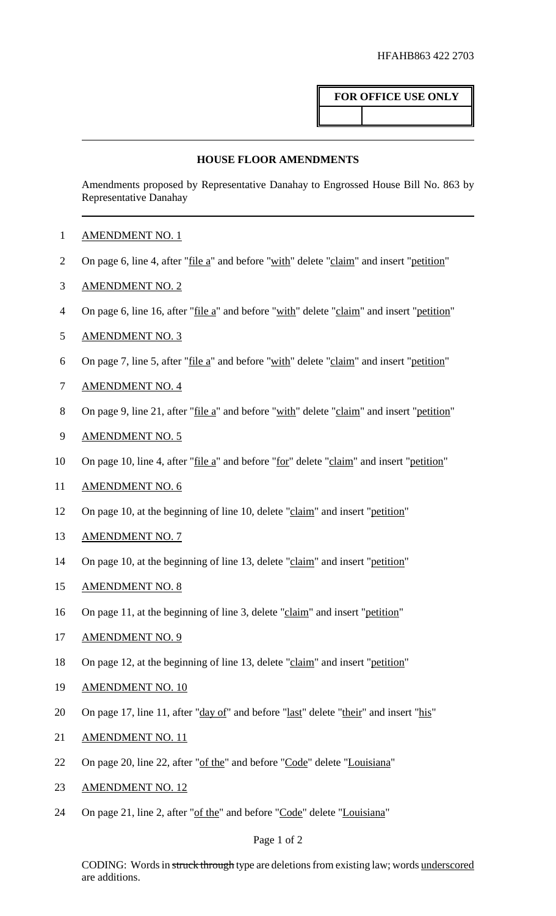HFAHB863 422 2703

**FOR OFFICE USE ONLY**

## HOUSE FLOOR AMENDMENTS

Amendments proposed by Representative Danahay to Engrossed House Bill No. 863 by Representative Danahay

AMENDMENT NO. 1

On page 6, line 4, after "file a" and before "with" delete "claim" and insert "petition"

AMENDMENT NO. 2

On page 6, line 16, after "file a" and before "with" delete "claim" and insert "petition"

AMENDMENT NO. 3

On page 7, line 5, after "file a" and before "with" delete "claim" and insert "petition"

AMENDMENT NO. 4

On page 9, line 21, after "file a" and before "with" delete "claim" and insert "petition"

AMENDMENT NO. 5

On page 10, line 4, after "file a" and before "for" delete "claim" and insert "petition"

AMENDMENT NO. 6

On page 10, at the beginning of line 10, delete "claim" and insert "petition"

AMENDMENT NO. 7

On page 10, at the beginning of line 13, delete "claim" and insert "petition"

AMENDMENT NO. 8

On page 11, at the beginning of line 3, delete "claim" and insert "petition"

AMENDMENT NO. 9

On page 12, at the beginning of line 13, delete "claim" and insert "petition"

AMENDMENT NO. 10

On page 17, line 11, after "day of" and before "last" delete "their" and insert "his"

AMENDMENT NO. 11

On page 20, line 22, after "of the" and before "Code" delete "Louisiana"

AMENDMENT NO. 12

On page 21, line 2, after "of the" and before "Code" delete "Louisiana"

CODING: Words in ~~struck through~~ type are deletions from existing law; words underscored are additions.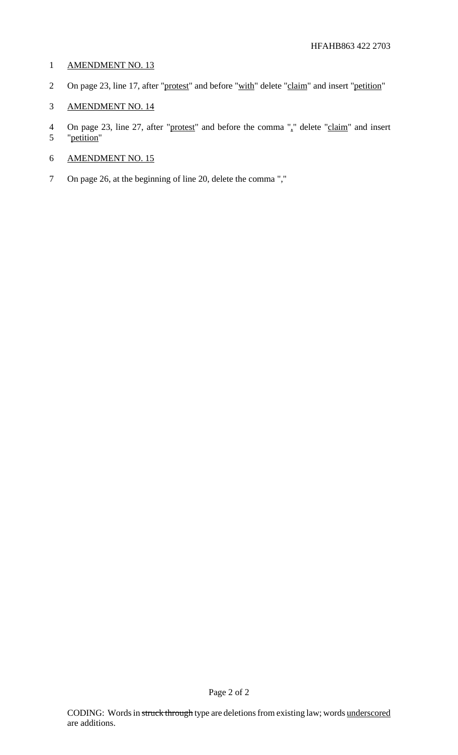AMENDMENT NO. 13

On page 23, line 17, after "protest" and before "with" delete "claim" and insert "petition"

AMENDMENT NO. 14

On page 23, line 27, after "protest" and before the comma "," delete "claim" and insert "petition"

AMENDMENT NO. 15

On page 26, at the beginning of line 20, delete the comma ","

CODING: Words in ~~struck through~~ type are deletions from existing law; words underscored are additions.